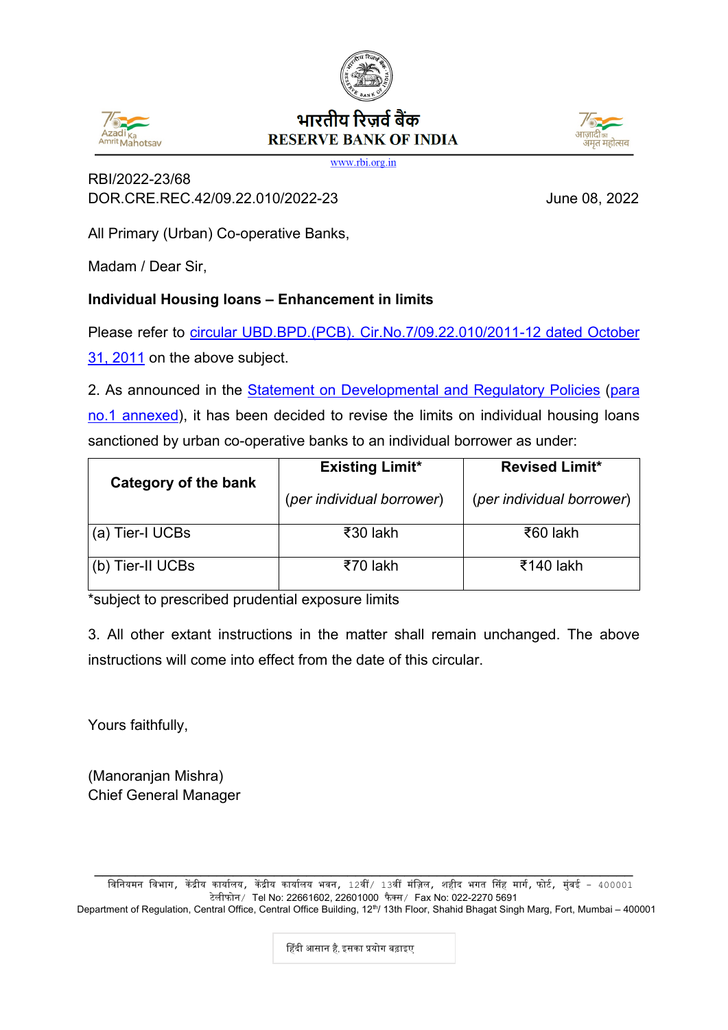भारतीय रिज़र्व बैंक
RESERVE BANK OF INDIA
www.rbi.org.in

RBI/2022-23/68
DOR.CRE.REC.42/09.22.010/2022-23 June 08, 2022

All Primary (Urban) Co-operative Banks,

Madam / Dear Sir,

**Individual Housing loans – Enhancement in limits**

Please refer to circular UBD.BPD.(PCB). Cir.No.7/09.22.010/2011-12 dated October 31, 2011 on the above subject.

2. As announced in the Statement on Developmental and Regulatory Policies (para no.1 annexed), it has been decided to revise the limits on individual housing loans sanctioned by urban co-operative banks to an individual borrower as under:

| Category of the bank | Existing Limit* (*per individual borrower*) | Revised Limit* (*per individual borrower*) |
|---|---|---|
| (a) Tier-I UCBs | ₹30 lakh | ₹60 lakh |
| (b) Tier-II UCBs | ₹70 lakh | ₹140 lakh |

*subject to prescribed prudential exposure limits

3. All other extant instructions in the matter shall remain unchanged. The above instructions will come into effect from the date of this circular.

Yours faithfully,

(Manoranjan Mishra)
Chief General Manager

विनियमन विभाग, केंद्रीय कार्यालय, केंद्रीय कार्यालय भवन, 12वीं/ 13वीं मंज़िल, शहीद भगत सिंह मार्ग, फ़ोर्ट, मुंबई – 400001
टेलीफोन/ Tel No: 22661602, 22601000 फैक्स/ Fax No: 022-2270 5691
Department of Regulation, Central Office, Central Office Building, 12th/ 13th Floor, Shahid Bhagat Singh Marg, Fort, Mumbai – 400001

हिंदी आसान है, इसका प्रयोग बढ़ाइए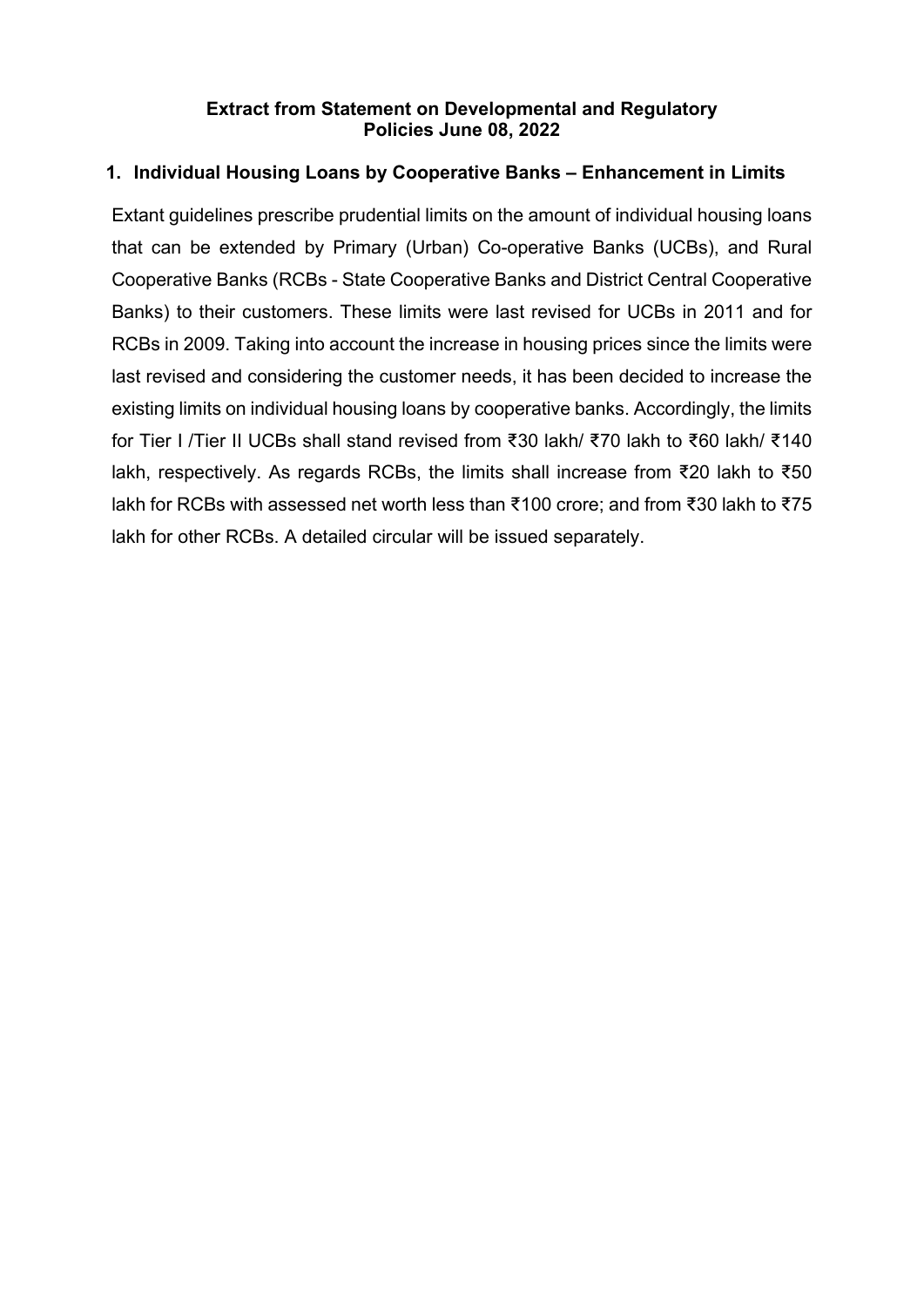**Extract from Statement on Developmental and Regulatory Policies June 08, 2022**

## 1. Individual Housing Loans by Cooperative Banks – Enhancement in Limits

Extant guidelines prescribe prudential limits on the amount of individual housing loans that can be extended by Primary (Urban) Co-operative Banks (UCBs), and Rural Cooperative Banks (RCBs - State Cooperative Banks and District Central Cooperative Banks) to their customers. These limits were last revised for UCBs in 2011 and for RCBs in 2009. Taking into account the increase in housing prices since the limits were last revised and considering the customer needs, it has been decided to increase the existing limits on individual housing loans by cooperative banks. Accordingly, the limits for Tier I /Tier II UCBs shall stand revised from ₹30 lakh/ ₹70 lakh to ₹60 lakh/ ₹140 lakh, respectively. As regards RCBs, the limits shall increase from ₹20 lakh to ₹50 lakh for RCBs with assessed net worth less than ₹100 crore; and from ₹30 lakh to ₹75 lakh for other RCBs. A detailed circular will be issued separately.